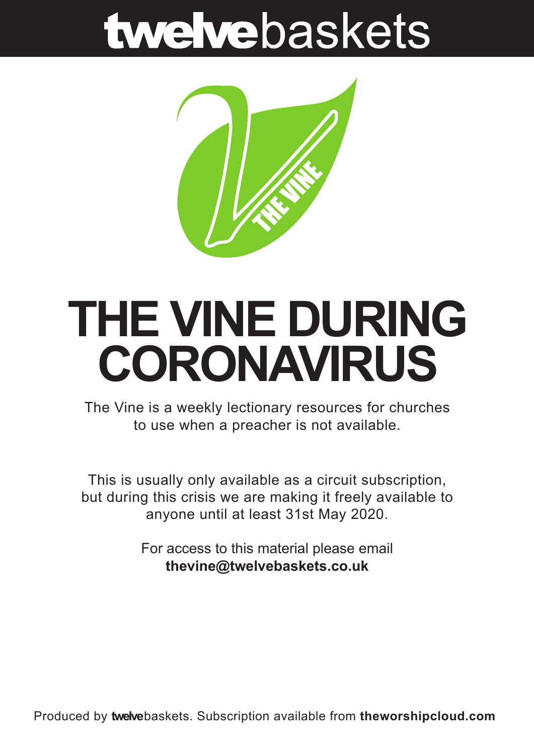**twelve**baskets

THE VINE

# THE VINE DURING CORONAVIRUS

The Vine is a weekly lectionary resources for churches to use when a preacher is not available.

This is usually only available as a circuit subscription, but during this crisis we are making it freely available to anyone until at least 31st May 2020.

For access to this material please email **thevine@twelvebaskets.co.uk**

Produced by **twelve**baskets. Subscription available from **theworshipcloud.com**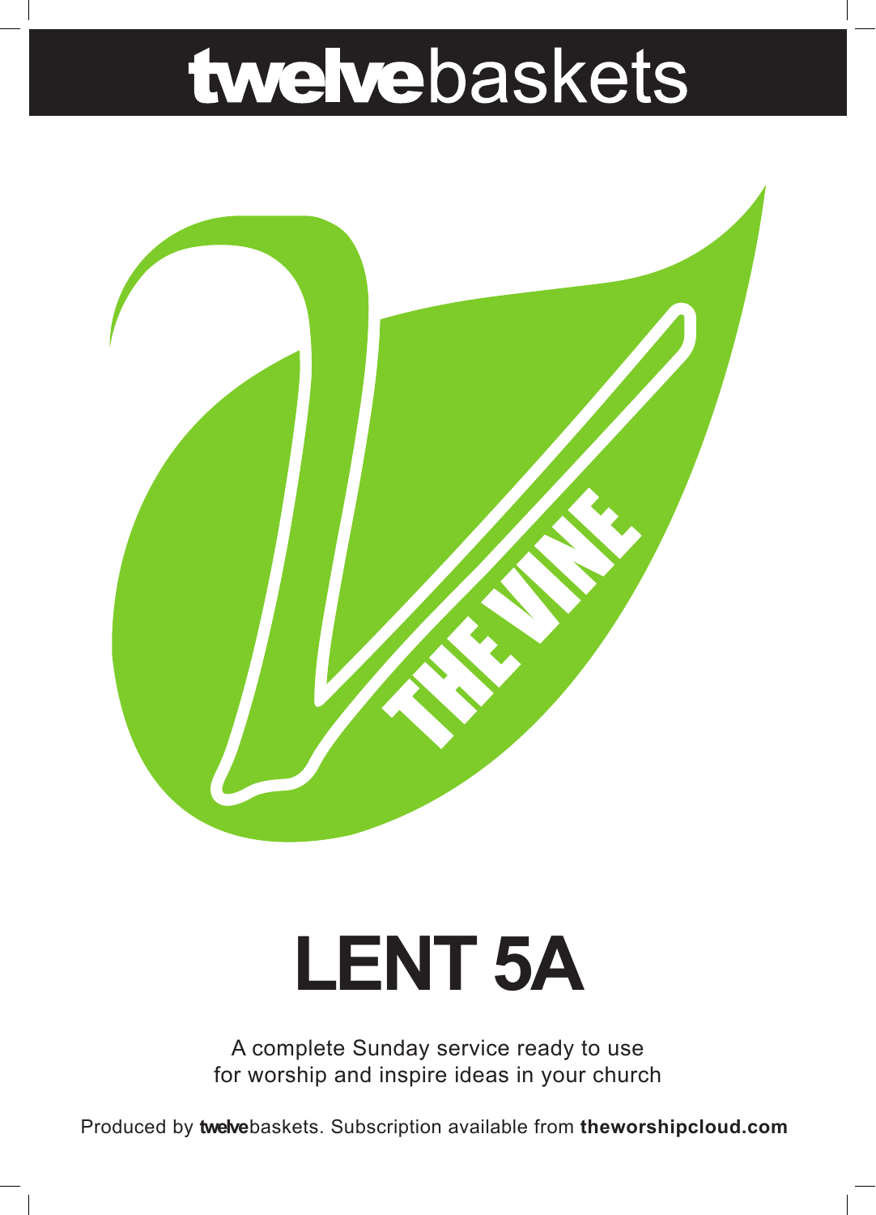# twelvebaskets

THE VINE

# LENT 5A

A complete Sunday service ready to use
for worship and inspire ideas in your church

Produced by **twelve**baskets. Subscription available from **theworshipcloud.com**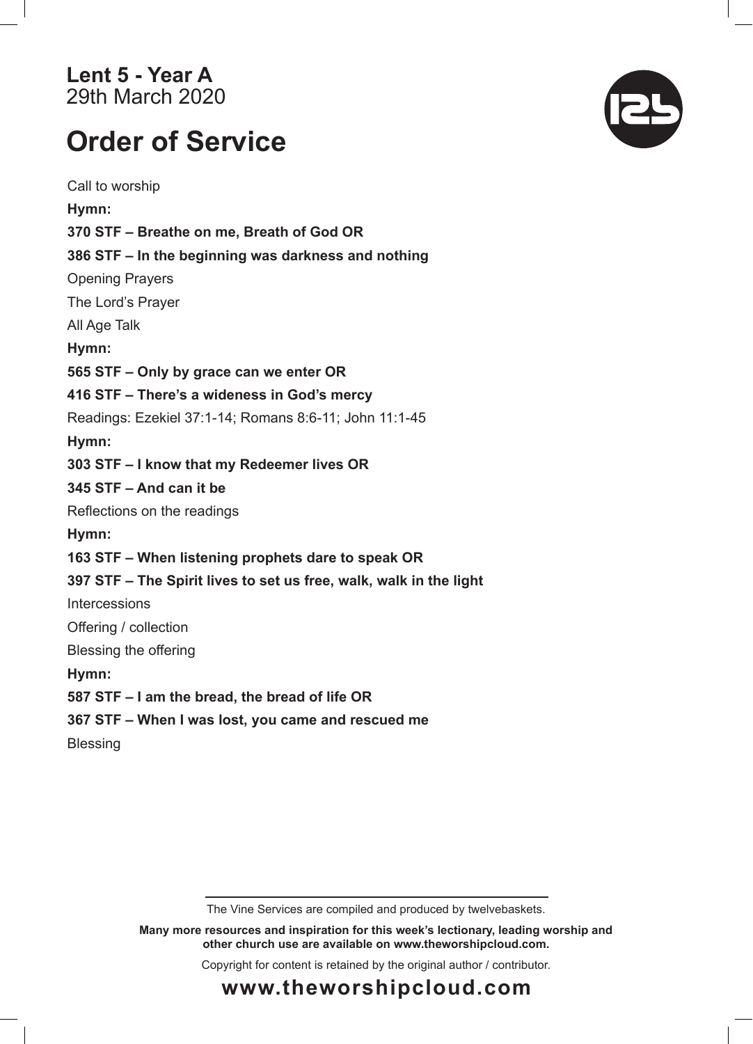**Lent 5 - Year A**
29th March 2020

# Order of Service

Call to worship

**Hymn:**

**370 STF – Breathe on me, Breath of God OR**

**386 STF – In the beginning was darkness and nothing**

Opening Prayers

The Lord's Prayer

All Age Talk

**Hymn:**

**565 STF – Only by grace can we enter OR**

**416 STF – There's a wideness in God's mercy**

Readings: Ezekiel 37:1-14; Romans 8:6-11; John 11:1-45

**Hymn:**

**303 STF – I know that my Redeemer lives OR**

**345 STF – And can it be**

Reflections on the readings

**Hymn:**

**163 STF – When listening prophets dare to speak OR**

**397 STF – The Spirit lives to set us free, walk, walk in the light**

Intercessions

Offering / collection

Blessing the offering

**Hymn:**

**587 STF – I am the bread, the bread of life OR**

**367 STF – When I was lost, you came and rescued me**

Blessing

---

The Vine Services are compiled and produced by twelvebaskets.

**Many more resources and inspiration for this week's lectionary, leading worship and other church use are available on www.theworshipcloud.com.**

Copyright for content is retained by the original author / contributor.

**www.theworshipcloud.com**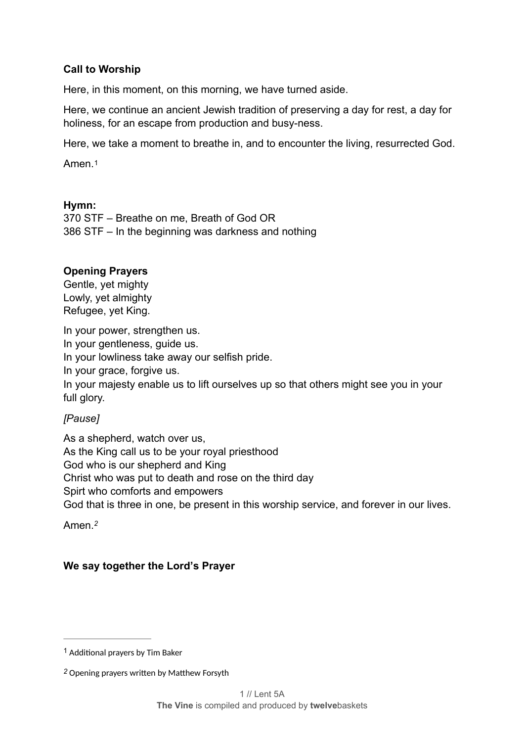**Call to Worship**

Here, in this moment, on this morning, we have turned aside.

Here, we continue an ancient Jewish tradition of preserving a day for rest, a day for holiness, for an escape from production and busy-ness.

Here, we take a moment to breathe in, and to encounter the living, resurrected God.

Amen.[1]

**Hymn:**
370 STF – Breathe on me, Breath of God OR
386 STF – In the beginning was darkness and nothing

**Opening Prayers**
Gentle, yet mighty
Lowly, yet almighty
Refugee, yet King.

In your power, strengthen us.
In your gentleness, guide us.
In your lowliness take away our selfish pride.
In your grace, forgive us.
In your majesty enable us to lift ourselves up so that others might see you in your full glory.

*[Pause]*

As a shepherd, watch over us,
As the King call us to be your royal priesthood
God who is our shepherd and King
Christ who was put to death and rose on the third day
Spirt who comforts and empowers
God that is three in one, be present in this worship service, and forever in our lives.

Amen.[2]

**We say together the Lord's Prayer**

---

[1] Additional prayers by Tim Baker

[2] Opening prayers written by Matthew Forsyth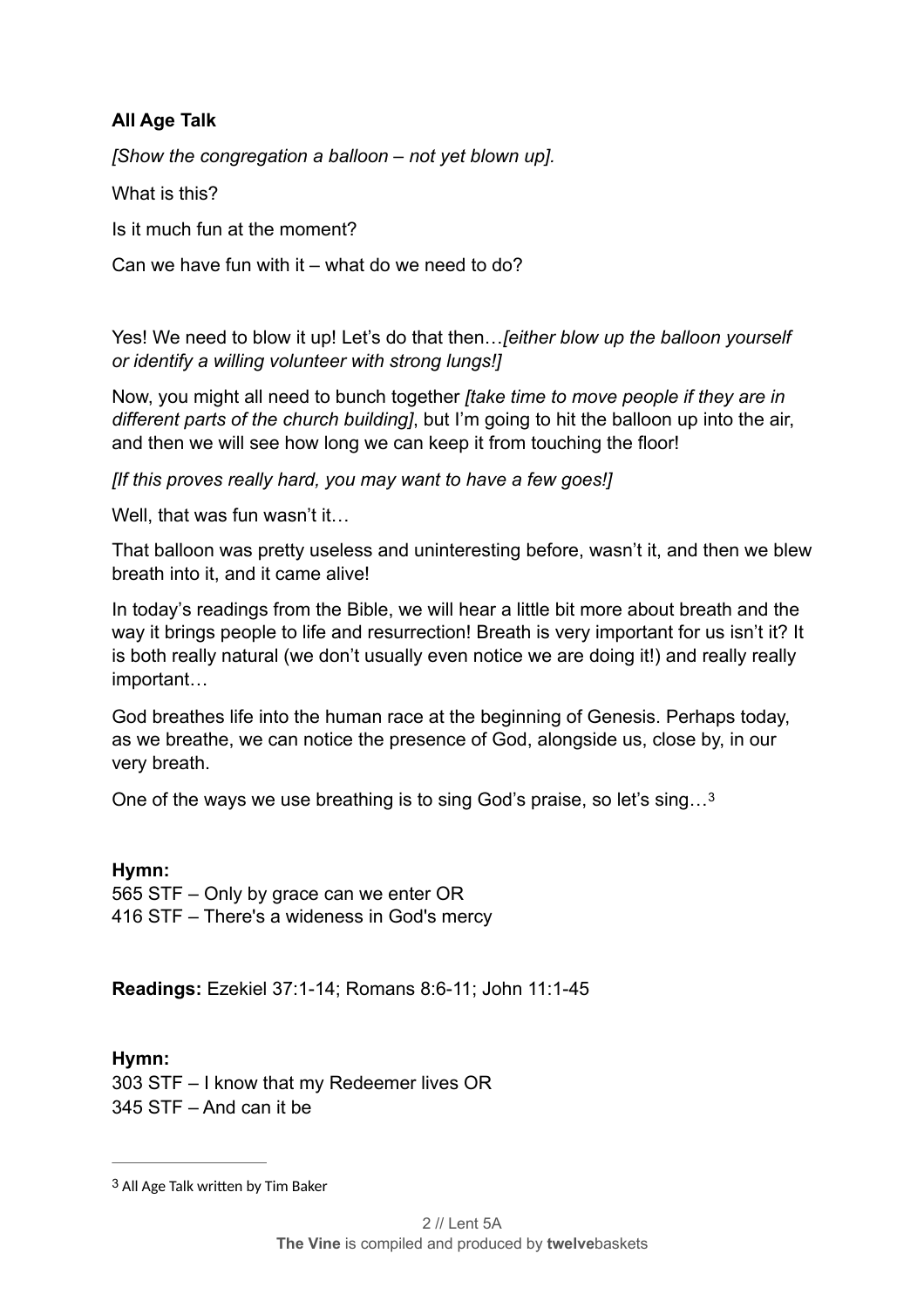**All Age Talk**

*[Show the congregation a balloon – not yet blown up].*

What is this?

Is it much fun at the moment?

Can we have fun with it – what do we need to do?

Yes! We need to blow it up! Let's do that then…*[either blow up the balloon yourself or identify a willing volunteer with strong lungs!]*

Now, you might all need to bunch together *[take time to move people if they are in different parts of the church building]*, but I'm going to hit the balloon up into the air, and then we will see how long we can keep it from touching the floor!

*[If this proves really hard, you may want to have a few goes!]*

Well, that was fun wasn't it…

That balloon was pretty useless and uninteresting before, wasn't it, and then we blew breath into it, and it came alive!

In today's readings from the Bible, we will hear a little bit more about breath and the way it brings people to life and resurrection! Breath is very important for us isn't it? It is both really natural (we don't usually even notice we are doing it!) and really really important…

God breathes life into the human race at the beginning of Genesis. Perhaps today, as we breathe, we can notice the presence of God, alongside us, close by, in our very breath.

One of the ways we use breathing is to sing God's praise, so let's sing…[3]

**Hymn:**
565 STF – Only by grace can we enter OR
416 STF – There's a wideness in God's mercy

**Readings:** Ezekiel 37:1-14; Romans 8:6-11; John 11:1-45

**Hymn:**
303 STF – I know that my Redeemer lives OR
345 STF – And can it be

[3] All Age Talk written by Tim Baker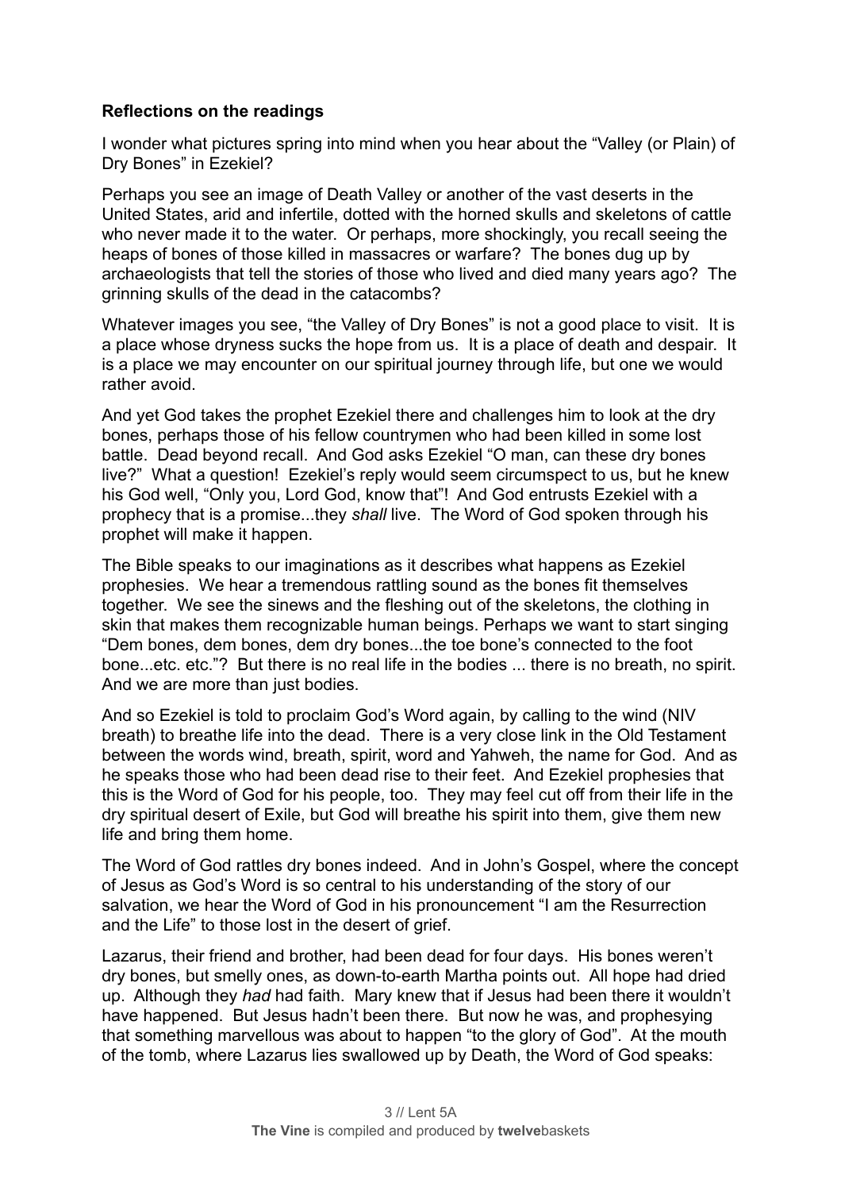**Reflections on the readings**

I wonder what pictures spring into mind when you hear about the "Valley (or Plain) of Dry Bones" in Ezekiel?

Perhaps you see an image of Death Valley or another of the vast deserts in the United States, arid and infertile, dotted with the horned skulls and skeletons of cattle who never made it to the water. Or perhaps, more shockingly, you recall seeing the heaps of bones of those killed in massacres or warfare? The bones dug up by archaeologists that tell the stories of those who lived and died many years ago? The grinning skulls of the dead in the catacombs?

Whatever images you see, "the Valley of Dry Bones" is not a good place to visit. It is a place whose dryness sucks the hope from us. It is a place of death and despair. It is a place we may encounter on our spiritual journey through life, but one we would rather avoid.

And yet God takes the prophet Ezekiel there and challenges him to look at the dry bones, perhaps those of his fellow countrymen who had been killed in some lost battle. Dead beyond recall. And God asks Ezekiel "O man, can these dry bones live?" What a question! Ezekiel's reply would seem circumspect to us, but he knew his God well, "Only you, Lord God, know that"! And God entrusts Ezekiel with a prophecy that is a promise...they *shall* live. The Word of God spoken through his prophet will make it happen.

The Bible speaks to our imaginations as it describes what happens as Ezekiel prophesies. We hear a tremendous rattling sound as the bones fit themselves together. We see the sinews and the fleshing out of the skeletons, the clothing in skin that makes them recognizable human beings. Perhaps we want to start singing "Dem bones, dem bones, dem dry bones...the toe bone's connected to the foot bone...etc. etc."? But there is no real life in the bodies ... there is no breath, no spirit. And we are more than just bodies.

And so Ezekiel is told to proclaim God's Word again, by calling to the wind (NIV breath) to breathe life into the dead. There is a very close link in the Old Testament between the words wind, breath, spirit, word and Yahweh, the name for God. And as he speaks those who had been dead rise to their feet. And Ezekiel prophesies that this is the Word of God for his people, too. They may feel cut off from their life in the dry spiritual desert of Exile, but God will breathe his spirit into them, give them new life and bring them home.

The Word of God rattles dry bones indeed. And in John's Gospel, where the concept of Jesus as God's Word is so central to his understanding of the story of our salvation, we hear the Word of God in his pronouncement "I am the Resurrection and the Life" to those lost in the desert of grief.

Lazarus, their friend and brother, had been dead for four days. His bones weren't dry bones, but smelly ones, as down-to-earth Martha points out. All hope had dried up. Although they *had* had faith. Mary knew that if Jesus had been there it wouldn't have happened. But Jesus hadn't been there. But now he was, and prophesying that something marvellous was about to happen "to the glory of God". At the mouth of the tomb, where Lazarus lies swallowed up by Death, the Word of God speaks: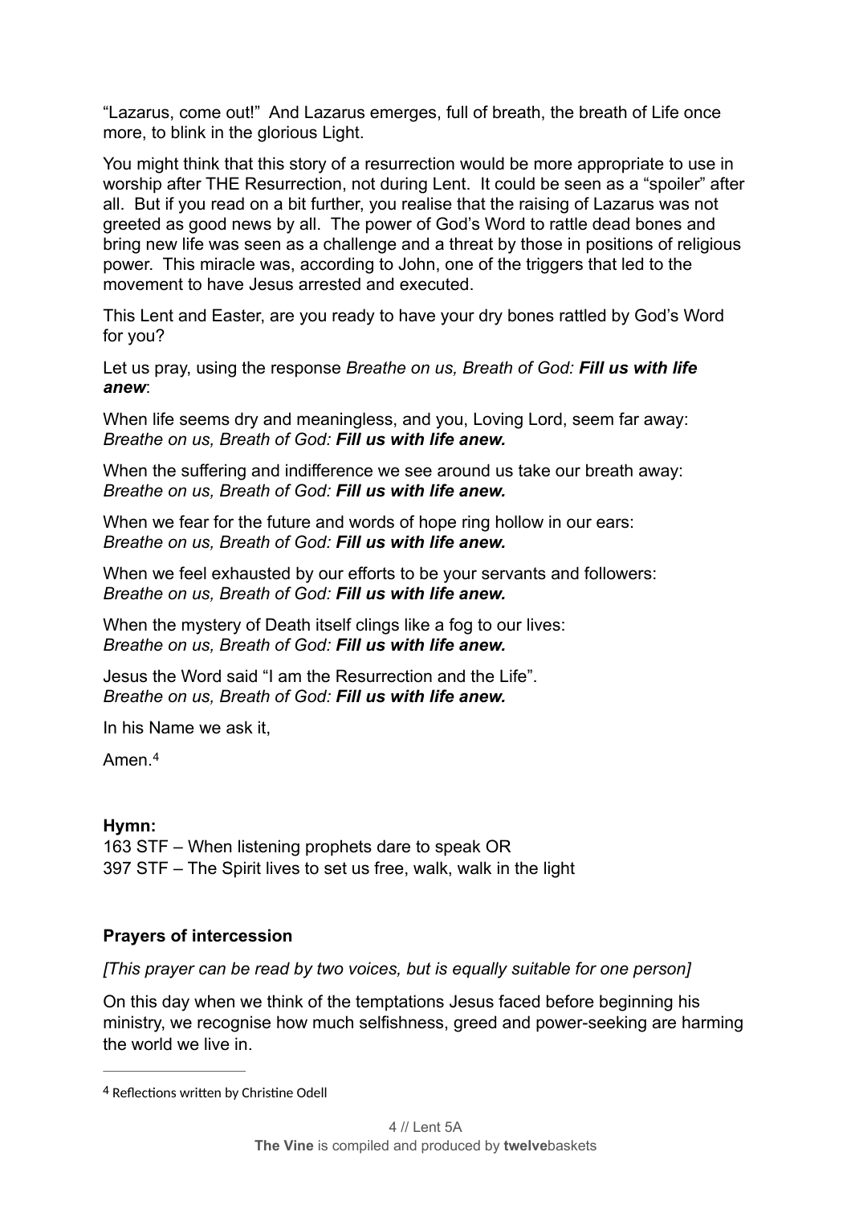"Lazarus, come out!" And Lazarus emerges, full of breath, the breath of Life once more, to blink in the glorious Light.

You might think that this story of a resurrection would be more appropriate to use in worship after THE Resurrection, not during Lent. It could be seen as a "spoiler" after all. But if you read on a bit further, you realise that the raising of Lazarus was not greeted as good news by all. The power of God's Word to rattle dead bones and bring new life was seen as a challenge and a threat by those in positions of religious power. This miracle was, according to John, one of the triggers that led to the movement to have Jesus arrested and executed.

This Lent and Easter, are you ready to have your dry bones rattled by God's Word for you?

Let us pray, using the response *Breathe on us, Breath of God: **Fill us with life anew***:

When life seems dry and meaningless, and you, Loving Lord, seem far away:
*Breathe on us, Breath of God: **Fill us with life anew.***

When the suffering and indifference we see around us take our breath away:
*Breathe on us, Breath of God: **Fill us with life anew.***

When we fear for the future and words of hope ring hollow in our ears:
*Breathe on us, Breath of God: **Fill us with life anew.***

When we feel exhausted by our efforts to be your servants and followers:
*Breathe on us, Breath of God: **Fill us with life anew.***

When the mystery of Death itself clings like a fog to our lives:
*Breathe on us, Breath of God: **Fill us with life anew.***

Jesus the Word said "I am the Resurrection and the Life".
*Breathe on us, Breath of God: **Fill us with life anew.***

In his Name we ask it,

Amen.[4]

**Hymn:**
163 STF – When listening prophets dare to speak OR
397 STF – The Spirit lives to set us free, walk, walk in the light

**Prayers of intercession**

*[This prayer can be read by two voices, but is equally suitable for one person]*

On this day when we think of the temptations Jesus faced before beginning his ministry, we recognise how much selfishness, greed and power-seeking are harming the world we live in.

---

[4] Reflections written by Christine Odell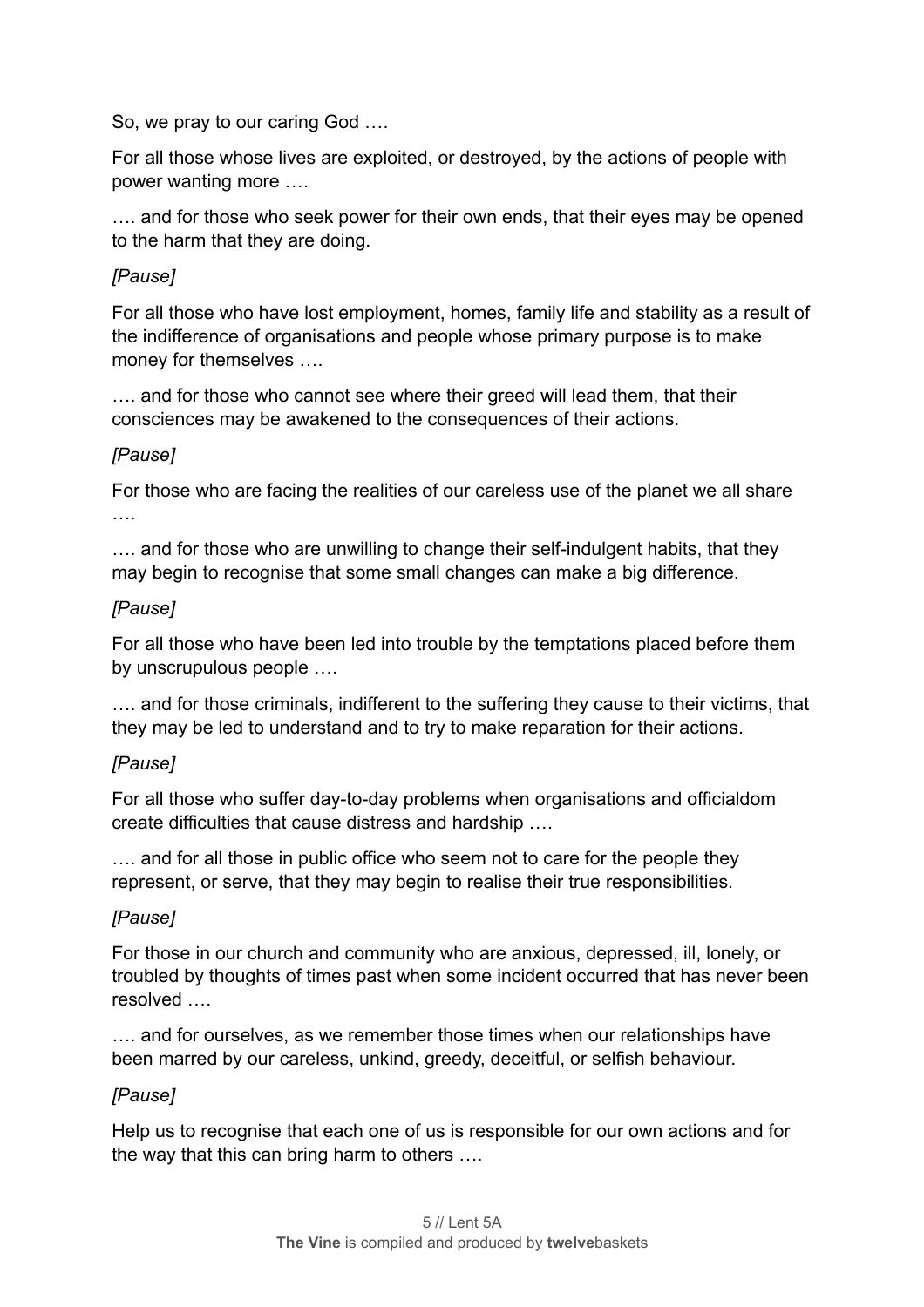So, we pray to our caring God ….

For all those whose lives are exploited, or destroyed, by the actions of people with power wanting more ….

…. and for those who seek power for their own ends, that their eyes may be opened to the harm that they are doing.

*[Pause]*

For all those who have lost employment, homes, family life and stability as a result of the indifference of organisations and people whose primary purpose is to make money for themselves ….

…. and for those who cannot see where their greed will lead them, that their consciences may be awakened to the consequences of their actions.

*[Pause]*

For those who are facing the realities of our careless use of the planet we all share ….

…. and for those who are unwilling to change their self-indulgent habits, that they may begin to recognise that some small changes can make a big difference.

*[Pause]*

For all those who have been led into trouble by the temptations placed before them by unscrupulous people ….

…. and for those criminals, indifferent to the suffering they cause to their victims, that they may be led to understand and to try to make reparation for their actions.

*[Pause]*

For all those who suffer day-to-day problems when organisations and officialdom create difficulties that cause distress and hardship ….

…. and for all those in public office who seem not to care for the people they represent, or serve, that they may begin to realise their true responsibilities.

*[Pause]*

For those in our church and community who are anxious, depressed, ill, lonely, or troubled by thoughts of times past when some incident occurred that has never been resolved ….

…. and for ourselves, as we remember those times when our relationships have been marred by our careless, unkind, greedy, deceitful, or selfish behaviour.

*[Pause]*

Help us to recognise that each one of us is responsible for our own actions and for the way that this can bring harm to others ….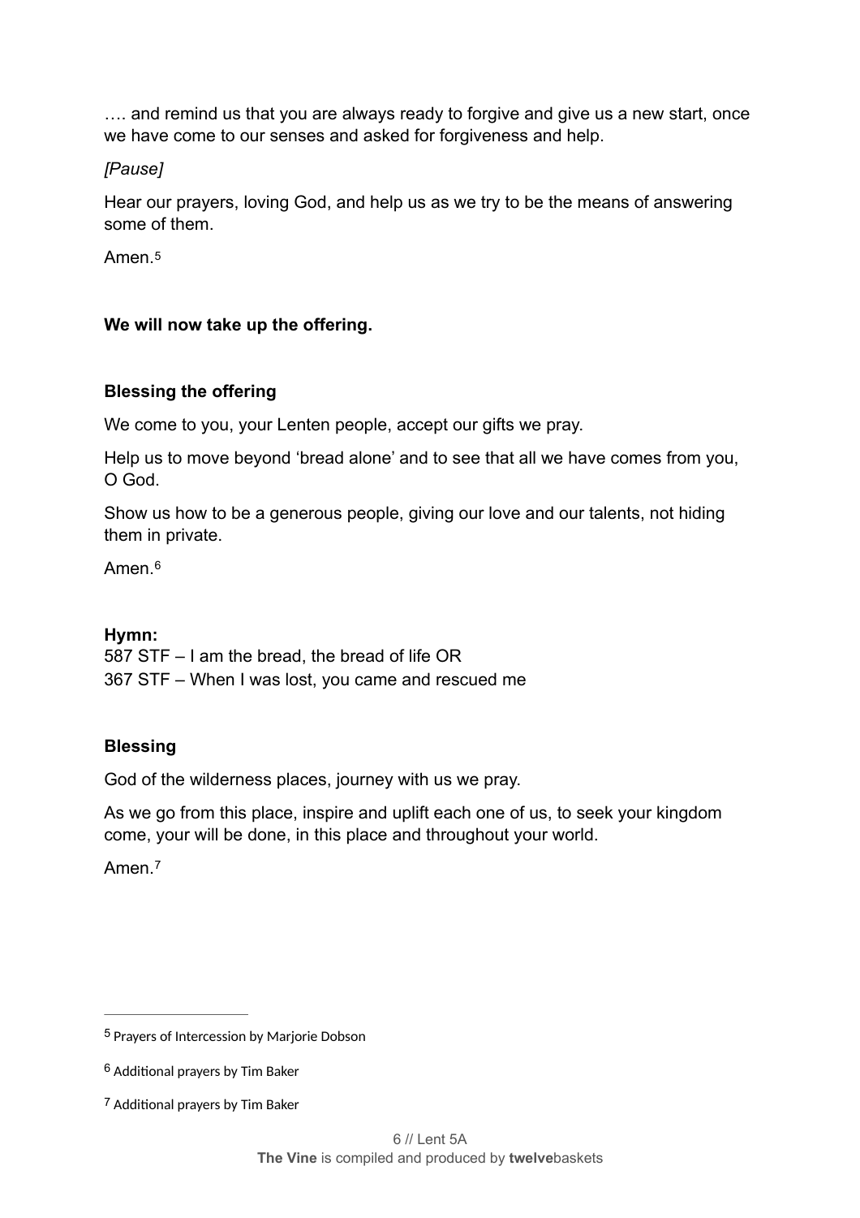…. and remind us that you are always ready to forgive and give us a new start, once we have come to our senses and asked for forgiveness and help.

*[Pause]*

Hear our prayers, loving God, and help us as we try to be the means of answering some of them.

Amen.[5]

**We will now take up the offering.**

**Blessing the offering**

We come to you, your Lenten people, accept our gifts we pray.

Help us to move beyond 'bread alone' and to see that all we have comes from you, O God.

Show us how to be a generous people, giving our love and our talents, not hiding them in private.

Amen.[6]

**Hymn:**
587 STF – I am the bread, the bread of life OR
367 STF – When I was lost, you came and rescued me

**Blessing**

God of the wilderness places, journey with us we pray.

As we go from this place, inspire and uplift each one of us, to seek your kingdom come, your will be done, in this place and throughout your world.

Amen.[7]

---

[5] Prayers of Intercession by Marjorie Dobson

[6] Additional prayers by Tim Baker

[7] Additional prayers by Tim Baker